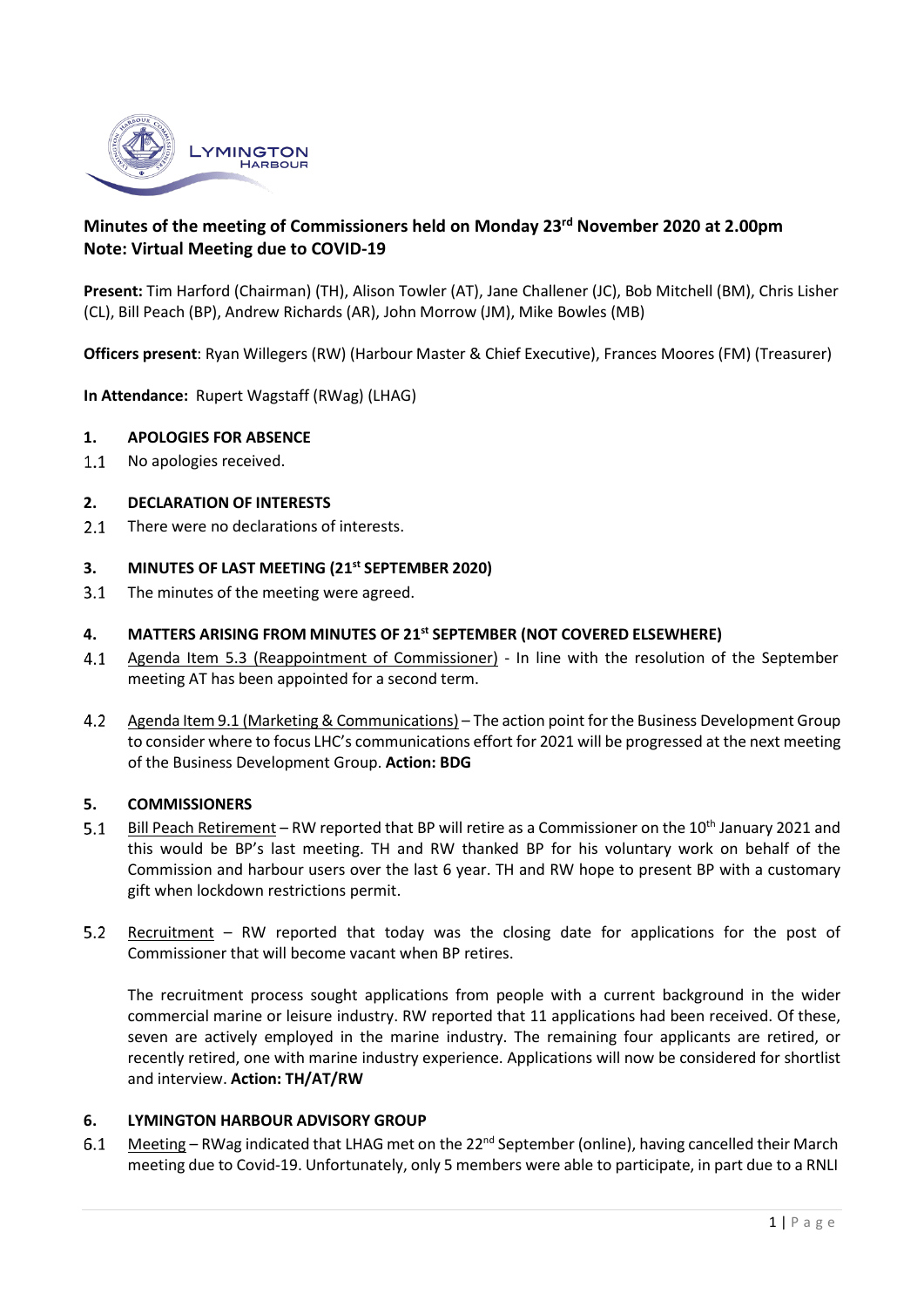**Minutes of the meeting of Commissioners held on Monday 23rd November 2020 at 2.00pm**
**Note: Virtual Meeting due to COVID-19**

**Present:** Tim Harford (Chairman) (TH), Alison Towler (AT), Jane Challener (JC), Bob Mitchell (BM), Chris Lisher (CL), Bill Peach (BP), Andrew Richards (AR), John Morrow (JM), Mike Bowles (MB)

**Officers present**: Ryan Willegers (RW) (Harbour Master & Chief Executive), Frances Moores (FM) (Treasurer)

**In Attendance:** Rupert Wagstaff (RWag) (LHAG)

## 1. APOLOGIES FOR ABSENCE

1.1 No apologies received.

## 2. DECLARATION OF INTERESTS

2.1 There were no declarations of interests.

## 3. MINUTES OF LAST MEETING (21st SEPTEMBER 2020)

3.1 The minutes of the meeting were agreed.

## 4. MATTERS ARISING FROM MINUTES OF 21st SEPTEMBER (NOT COVERED ELSEWHERE)

4.1 Agenda Item 5.3 (Reappointment of Commissioner) - In line with the resolution of the September meeting AT has been appointed for a second term.

4.2 Agenda Item 9.1 (Marketing & Communications) – The action point for the Business Development Group to consider where to focus LHC's communications effort for 2021 will be progressed at the next meeting of the Business Development Group. **Action: BDG**

## 5. COMMISSIONERS

5.1 Bill Peach Retirement – RW reported that BP will retire as a Commissioner on the 10th January 2021 and this would be BP's last meeting. TH and RW thanked BP for his voluntary work on behalf of the Commission and harbour users over the last 6 year. TH and RW hope to present BP with a customary gift when lockdown restrictions permit.

5.2 Recruitment – RW reported that today was the closing date for applications for the post of Commissioner that will become vacant when BP retires.

The recruitment process sought applications from people with a current background in the wider commercial marine or leisure industry. RW reported that 11 applications had been received. Of these, seven are actively employed in the marine industry. The remaining four applicants are retired, or recently retired, one with marine industry experience. Applications will now be considered for shortlist and interview. **Action: TH/AT/RW**

## 6. LYMINGTON HARBOUR ADVISORY GROUP

6.1 Meeting – RWag indicated that LHAG met on the 22nd September (online), having cancelled their March meeting due to Covid-19. Unfortunately, only 5 members were able to participate, in part due to a RNLI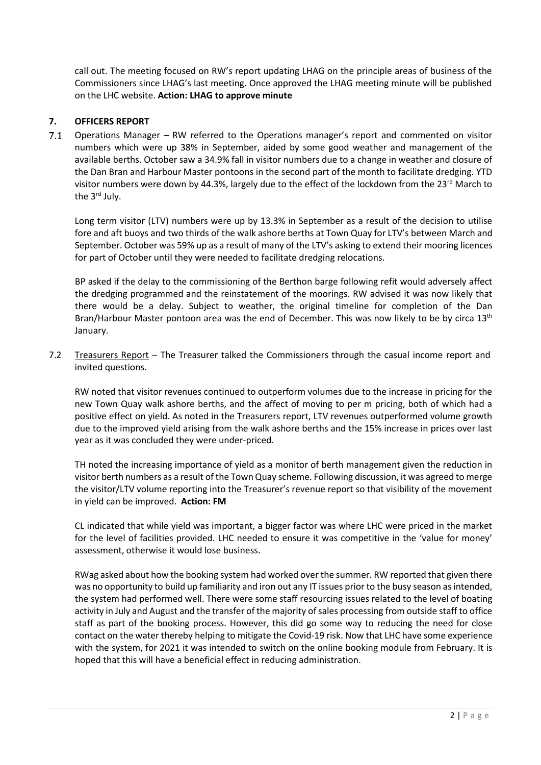call out. The meeting focused on RW's report updating LHAG on the principle areas of business of the Commissioners since LHAG's last meeting. Once approved the LHAG meeting minute will be published on the LHC website. **Action: LHAG to approve minute**

## 7. OFFICERS REPORT

7.1 Operations Manager – RW referred to the Operations manager's report and commented on visitor numbers which were up 38% in September, aided by some good weather and management of the available berths. October saw a 34.9% fall in visitor numbers due to a change in weather and closure of the Dan Bran and Harbour Master pontoons in the second part of the month to facilitate dredging. YTD visitor numbers were down by 44.3%, largely due to the effect of the lockdown from the 23rd March to the 3rd July.

Long term visitor (LTV) numbers were up by 13.3% in September as a result of the decision to utilise fore and aft buoys and two thirds of the walk ashore berths at Town Quay for LTV's between March and September. October was 59% up as a result of many of the LTV's asking to extend their mooring licences for part of October until they were needed to facilitate dredging relocations.

BP asked if the delay to the commissioning of the Berthon barge following refit would adversely affect the dredging programmed and the reinstatement of the moorings. RW advised it was now likely that there would be a delay. Subject to weather, the original timeline for completion of the Dan Bran/Harbour Master pontoon area was the end of December. This was now likely to be by circa 13th January.

7.2 Treasurers Report – The Treasurer talked the Commissioners through the casual income report and invited questions.

RW noted that visitor revenues continued to outperform volumes due to the increase in pricing for the new Town Quay walk ashore berths, and the affect of moving to per m pricing, both of which had a positive effect on yield. As noted in the Treasurers report, LTV revenues outperformed volume growth due to the improved yield arising from the walk ashore berths and the 15% increase in prices over last year as it was concluded they were under-priced.

TH noted the increasing importance of yield as a monitor of berth management given the reduction in visitor berth numbers as a result of the Town Quay scheme. Following discussion, it was agreed to merge the visitor/LTV volume reporting into the Treasurer's revenue report so that visibility of the movement in yield can be improved. **Action: FM**

CL indicated that while yield was important, a bigger factor was where LHC were priced in the market for the level of facilities provided. LHC needed to ensure it was competitive in the 'value for money' assessment, otherwise it would lose business.

RWag asked about how the booking system had worked over the summer. RW reported that given there was no opportunity to build up familiarity and iron out any IT issues prior to the busy season as intended, the system had performed well. There were some staff resourcing issues related to the level of boating activity in July and August and the transfer of the majority of sales processing from outside staff to office staff as part of the booking process. However, this did go some way to reducing the need for close contact on the water thereby helping to mitigate the Covid-19 risk. Now that LHC have some experience with the system, for 2021 it was intended to switch on the online booking module from February. It is hoped that this will have a beneficial effect in reducing administration.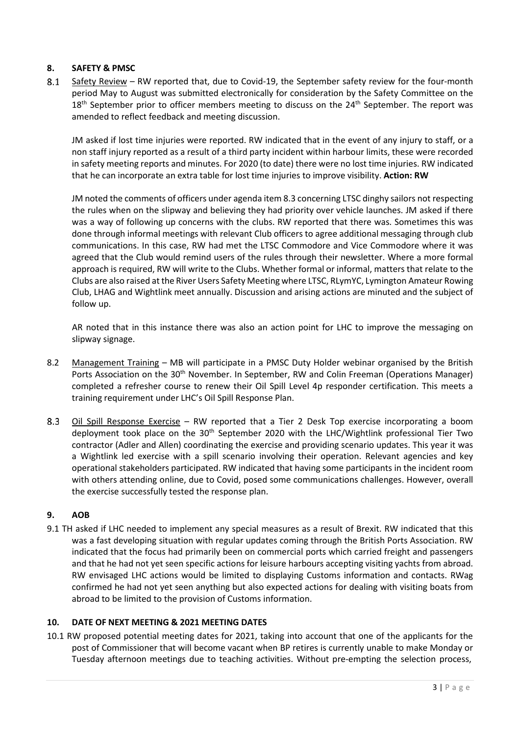## 8. SAFETY & PMSC

8.1 Safety Review – RW reported that, due to Covid-19, the September safety review for the four-month period May to August was submitted electronically for consideration by the Safety Committee on the 18th September prior to officer members meeting to discuss on the 24th September. The report was amended to reflect feedback and meeting discussion.

JM asked if lost time injuries were reported. RW indicated that in the event of any injury to staff, or a non staff injury reported as a result of a third party incident within harbour limits, these were recorded in safety meeting reports and minutes. For 2020 (to date) there were no lost time injuries. RW indicated that he can incorporate an extra table for lost time injuries to improve visibility. **Action: RW**

JM noted the comments of officers under agenda item 8.3 concerning LTSC dinghy sailors not respecting the rules when on the slipway and believing they had priority over vehicle launches. JM asked if there was a way of following up concerns with the clubs. RW reported that there was. Sometimes this was done through informal meetings with relevant Club officers to agree additional messaging through club communications. In this case, RW had met the LTSC Commodore and Vice Commodore where it was agreed that the Club would remind users of the rules through their newsletter. Where a more formal approach is required, RW will write to the Clubs. Whether formal or informal, matters that relate to the Clubs are also raised at the River Users Safety Meeting where LTSC, RLymYC, Lymington Amateur Rowing Club, LHAG and Wightlink meet annually. Discussion and arising actions are minuted and the subject of follow up.

AR noted that in this instance there was also an action point for LHC to improve the messaging on slipway signage.

8.2 Management Training – MB will participate in a PMSC Duty Holder webinar organised by the British Ports Association on the 30th November. In September, RW and Colin Freeman (Operations Manager) completed a refresher course to renew their Oil Spill Level 4p responder certification. This meets a training requirement under LHC's Oil Spill Response Plan.

8.3 Oil Spill Response Exercise – RW reported that a Tier 2 Desk Top exercise incorporating a boom deployment took place on the 30th September 2020 with the LHC/Wightlink professional Tier Two contractor (Adler and Allen) coordinating the exercise and providing scenario updates. This year it was a Wightlink led exercise with a spill scenario involving their operation. Relevant agencies and key operational stakeholders participated. RW indicated that having some participants in the incident room with others attending online, due to Covid, posed some communications challenges. However, overall the exercise successfully tested the response plan.

## 9. AOB

9.1 TH asked if LHC needed to implement any special measures as a result of Brexit. RW indicated that this was a fast developing situation with regular updates coming through the British Ports Association. RW indicated that the focus had primarily been on commercial ports which carried freight and passengers and that he had not yet seen specific actions for leisure harbours accepting visiting yachts from abroad. RW envisaged LHC actions would be limited to displaying Customs information and contacts. RWag confirmed he had not yet seen anything but also expected actions for dealing with visiting boats from abroad to be limited to the provision of Customs information.

## 10. DATE OF NEXT MEETING & 2021 MEETING DATES

10.1 RW proposed potential meeting dates for 2021, taking into account that one of the applicants for the post of Commissioner that will become vacant when BP retires is currently unable to make Monday or Tuesday afternoon meetings due to teaching activities. Without pre-empting the selection process,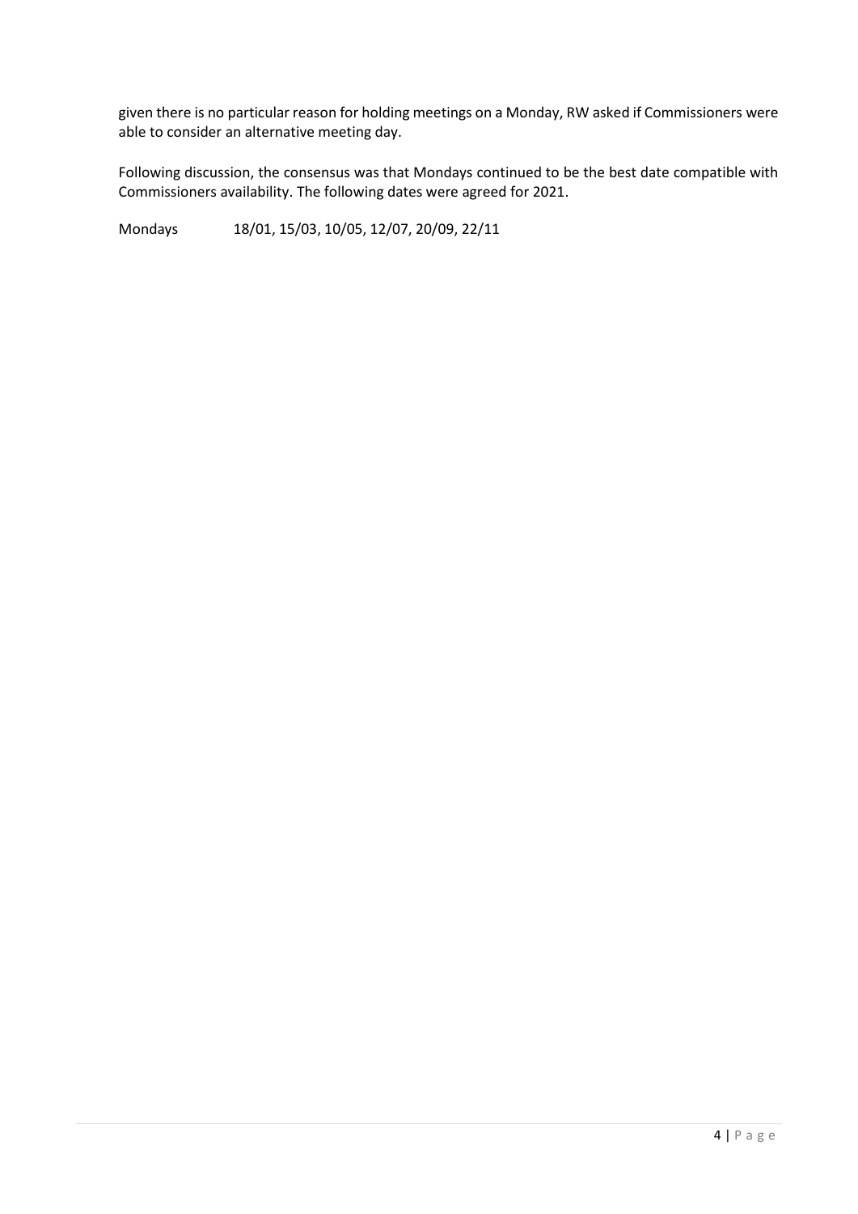given there is no particular reason for holding meetings on a Monday, RW asked if Commissioners were able to consider an alternative meeting day.

Following discussion, the consensus was that Mondays continued to be the best date compatible with Commissioners availability. The following dates were agreed for 2021.

Mondays 18/01, 15/03, 10/05, 12/07, 20/09, 22/11